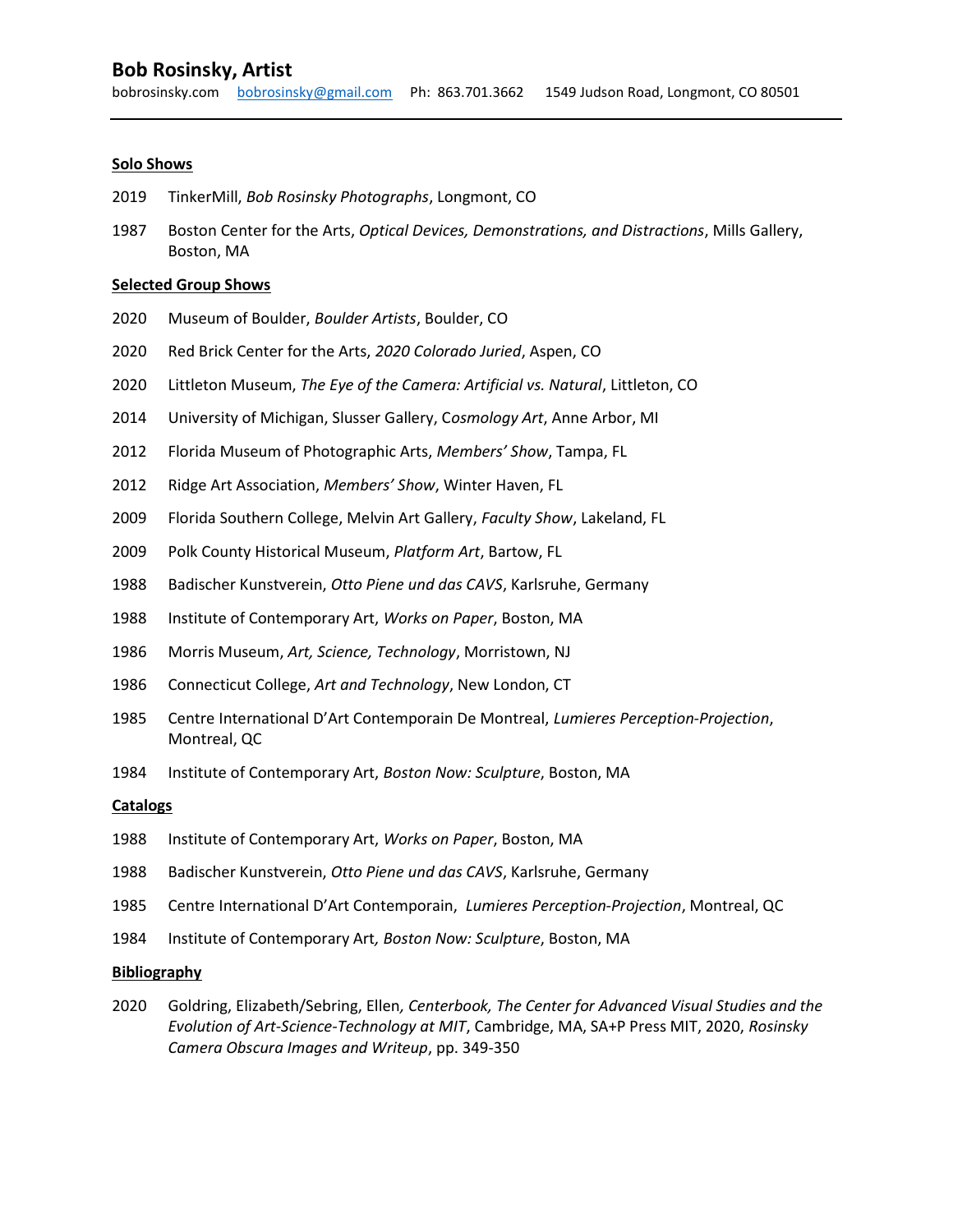## Bob Rosinsky, Artist

bobrosinsky.com bobrosinsky@gmail.com Ph: 863.701.3662 1549 Judson Road, Longmont, CO 80501

---

**Solo Shows**

2019 TinkerMill, *Bob Rosinsky Photographs*, Longmont, CO

1987 Boston Center for the Arts, *Optical Devices, Demonstrations, and Distractions*, Mills Gallery, Boston, MA

**Selected Group Shows**

2020 Museum of Boulder, *Boulder Artists*, Boulder, CO

2020 Red Brick Center for the Arts, *2020 Colorado Juried*, Aspen, CO

2020 Littleton Museum, *The Eye of the Camera: Artificial vs. Natural*, Littleton, CO

2014 University of Michigan, Slusser Gallery, C*osmology Art*, Anne Arbor, MI

2012 Florida Museum of Photographic Arts, *Members' Show*, Tampa, FL

2012 Ridge Art Association, *Members' Show*, Winter Haven, FL

2009 Florida Southern College, Melvin Art Gallery, *Faculty Show*, Lakeland, FL

2009 Polk County Historical Museum, *Platform Art*, Bartow, FL

1988 Badischer Kunstverein, *Otto Piene und das CAVS*, Karlsruhe, Germany

1988 Institute of Contemporary Art, *Works on Paper*, Boston, MA

1986 Morris Museum, *Art, Science, Technology*, Morristown, NJ

1986 Connecticut College, *Art and Technology*, New London, CT

1985 Centre International D'Art Contemporain De Montreal, *Lumieres Perception-Projection*, Montreal, QC

1984 Institute of Contemporary Art, *Boston Now: Sculpture*, Boston, MA

**Catalogs**

1988 Institute of Contemporary Art, *Works on Paper*, Boston, MA

1988 Badischer Kunstverein, *Otto Piene und das CAVS*, Karlsruhe, Germany

1985 Centre International D'Art Contemporain, *Lumieres Perception-Projection*, Montreal, QC

1984 Institute of Contemporary Art*, Boston Now: Sculpture*, Boston, MA

**Bibliography**

2020 Goldring, Elizabeth/Sebring, Ellen*, Centerbook, The Center for Advanced Visual Studies and the Evolution of Art-Science-Technology at MIT*, Cambridge, MA, SA+P Press MIT, 2020, *Rosinsky Camera Obscura Images and Writeup*, pp. 349-350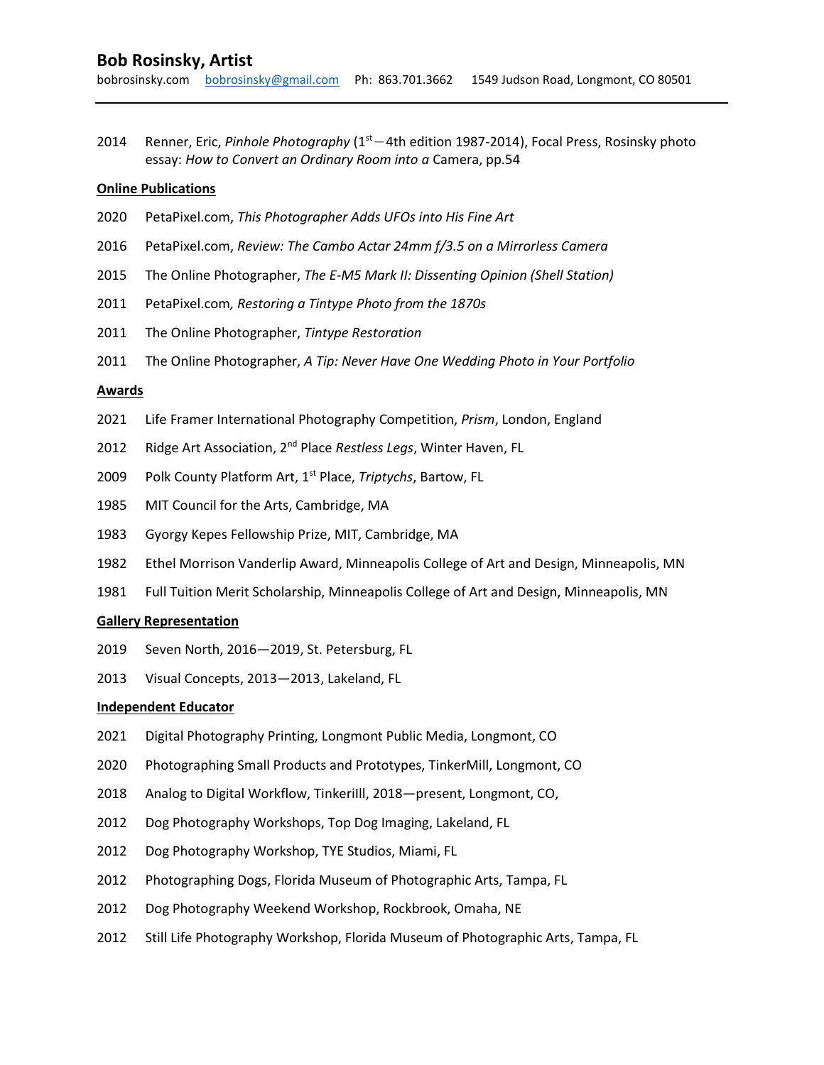## Bob Rosinsky, Artist

bobrosinsky.com bobrosinsky@gmail.com Ph: 863.701.3662 1549 Judson Road, Longmont, CO 80501

---

2014 Renner, Eric, *Pinhole Photography* (1st—4th edition 1987-2014), Focal Press, Rosinsky photo essay: *How to Convert an Ordinary Room into a* Camera, pp.54

**Online Publications**

2020 PetaPixel.com, *This Photographer Adds UFOs into His Fine Art*

2016 PetaPixel.com, *Review: The Cambo Actar 24mm f/3.5 on a Mirrorless Camera*

2015 The Online Photographer, *The E-M5 Mark II: Dissenting Opinion (Shell Station)*

2011 PetaPixel.com*, Restoring a Tintype Photo from the 1870s*

2011 The Online Photographer, *Tintype Restoration*

2011 The Online Photographer, *A Tip: Never Have One Wedding Photo in Your Portfolio*

**Awards**

2021 Life Framer International Photography Competition, *Prism*, London, England

2012 Ridge Art Association, 2nd Place *Restless Legs*, Winter Haven, FL

2009 Polk County Platform Art, 1st Place, *Triptychs*, Bartow, FL

1985 MIT Council for the Arts, Cambridge, MA

1983 Gyorgy Kepes Fellowship Prize, MIT, Cambridge, MA

1982 Ethel Morrison Vanderlip Award, Minneapolis College of Art and Design, Minneapolis, MN

1981 Full Tuition Merit Scholarship, Minneapolis College of Art and Design, Minneapolis, MN

**Gallery Representation**

2019 Seven North, 2016—2019, St. Petersburg, FL

2013 Visual Concepts, 2013—2013, Lakeland, FL

**Independent Educator**

2021 Digital Photography Printing, Longmont Public Media, Longmont, CO

2020 Photographing Small Products and Prototypes, TinkerMill, Longmont, CO

2018 Analog to Digital Workflow, Tinkerilll, 2018—present, Longmont, CO,

2012 Dog Photography Workshops, Top Dog Imaging, Lakeland, FL

2012 Dog Photography Workshop, TYE Studios, Miami, FL

2012 Photographing Dogs, Florida Museum of Photographic Arts, Tampa, FL

2012 Dog Photography Weekend Workshop, Rockbrook, Omaha, NE

2012 Still Life Photography Workshop, Florida Museum of Photographic Arts, Tampa, FL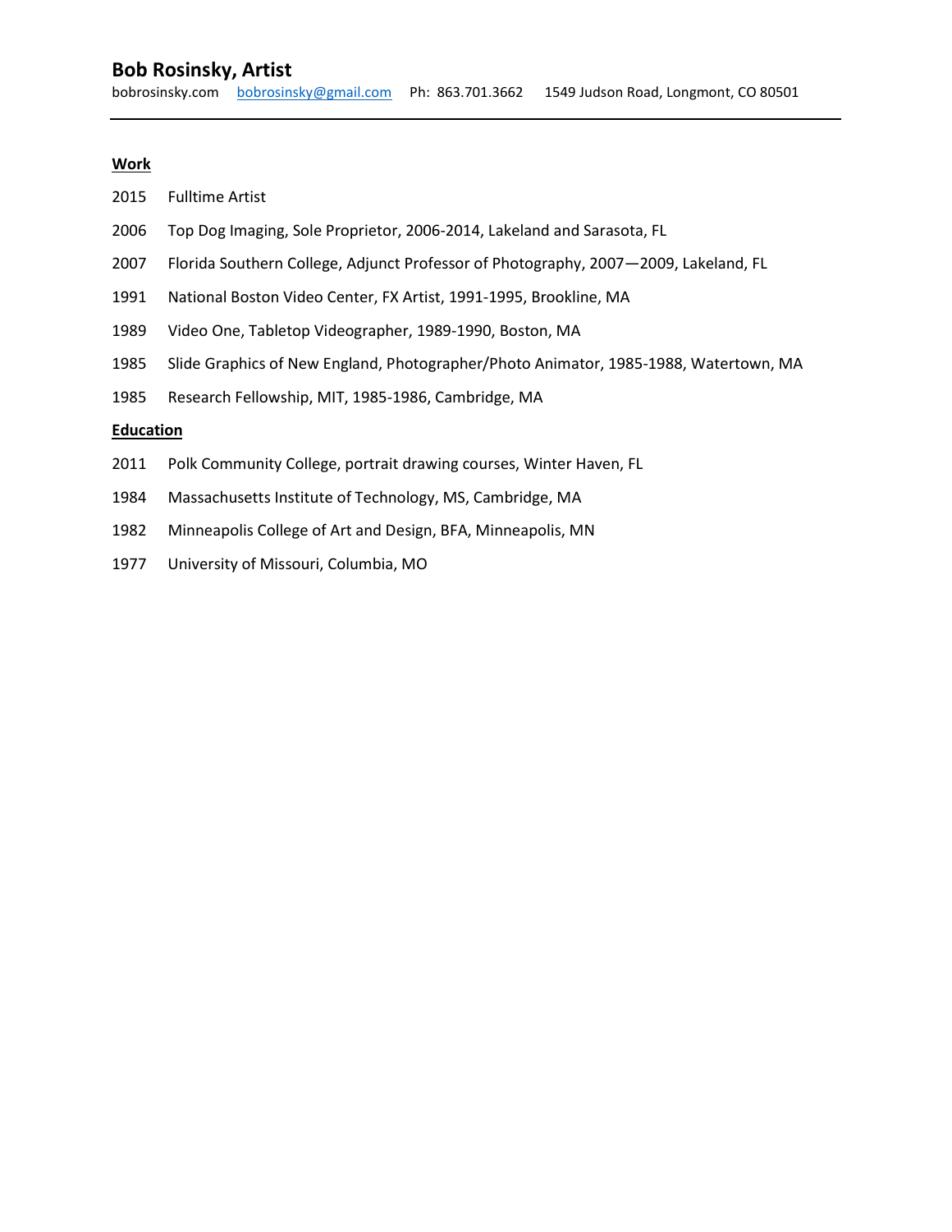## Bob Rosinsky, Artist

bobrosinsky.com    bobrosinsky@gmail.com    Ph: 863.701.3662    1549 Judson Road, Longmont, CO 80501

---

**Work**

2015 Fulltime Artist

2006 Top Dog Imaging, Sole Proprietor, 2006-2014, Lakeland and Sarasota, FL

2007 Florida Southern College, Adjunct Professor of Photography, 2007—2009, Lakeland, FL

1991 National Boston Video Center, FX Artist, 1991-1995, Brookline, MA

1989 Video One, Tabletop Videographer, 1989-1990, Boston, MA

1985 Slide Graphics of New England, Photographer/Photo Animator, 1985-1988, Watertown, MA

1985 Research Fellowship, MIT, 1985-1986, Cambridge, MA

**Education**

2011 Polk Community College, portrait drawing courses, Winter Haven, FL

1984 Massachusetts Institute of Technology, MS, Cambridge, MA

1982 Minneapolis College of Art and Design, BFA, Minneapolis, MN

1977 University of Missouri, Columbia, MO